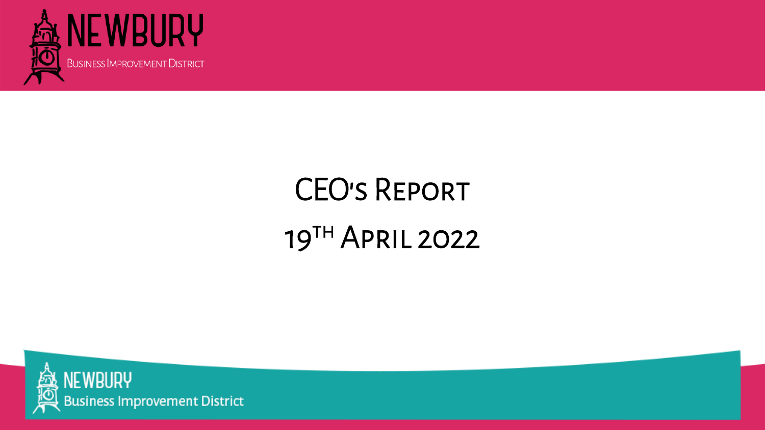NEWBURY

Business Improvement District

# CEO's Report

# 19th April 2022

NEWBURY

Business Improvement District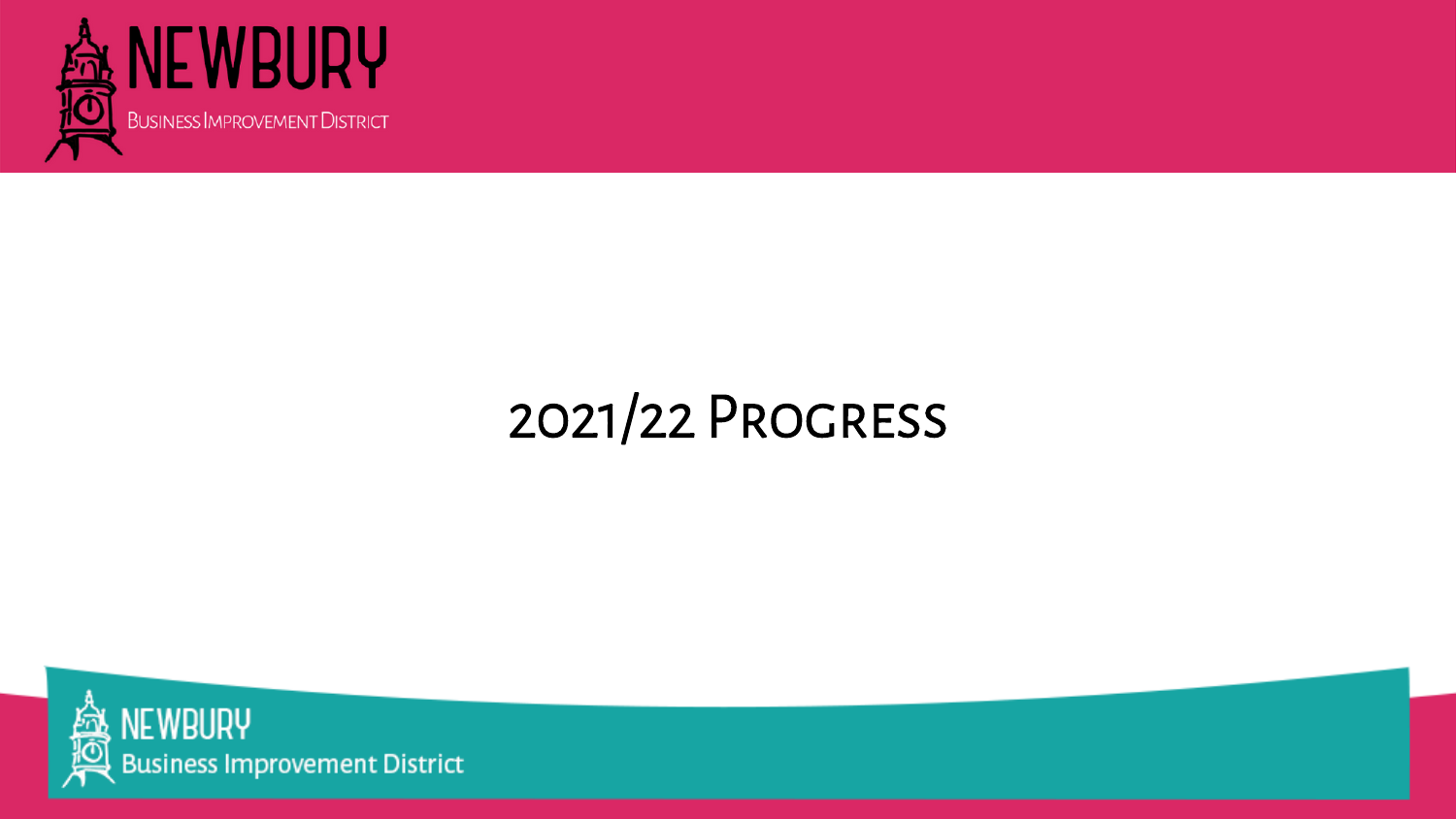# 2021/22 Progress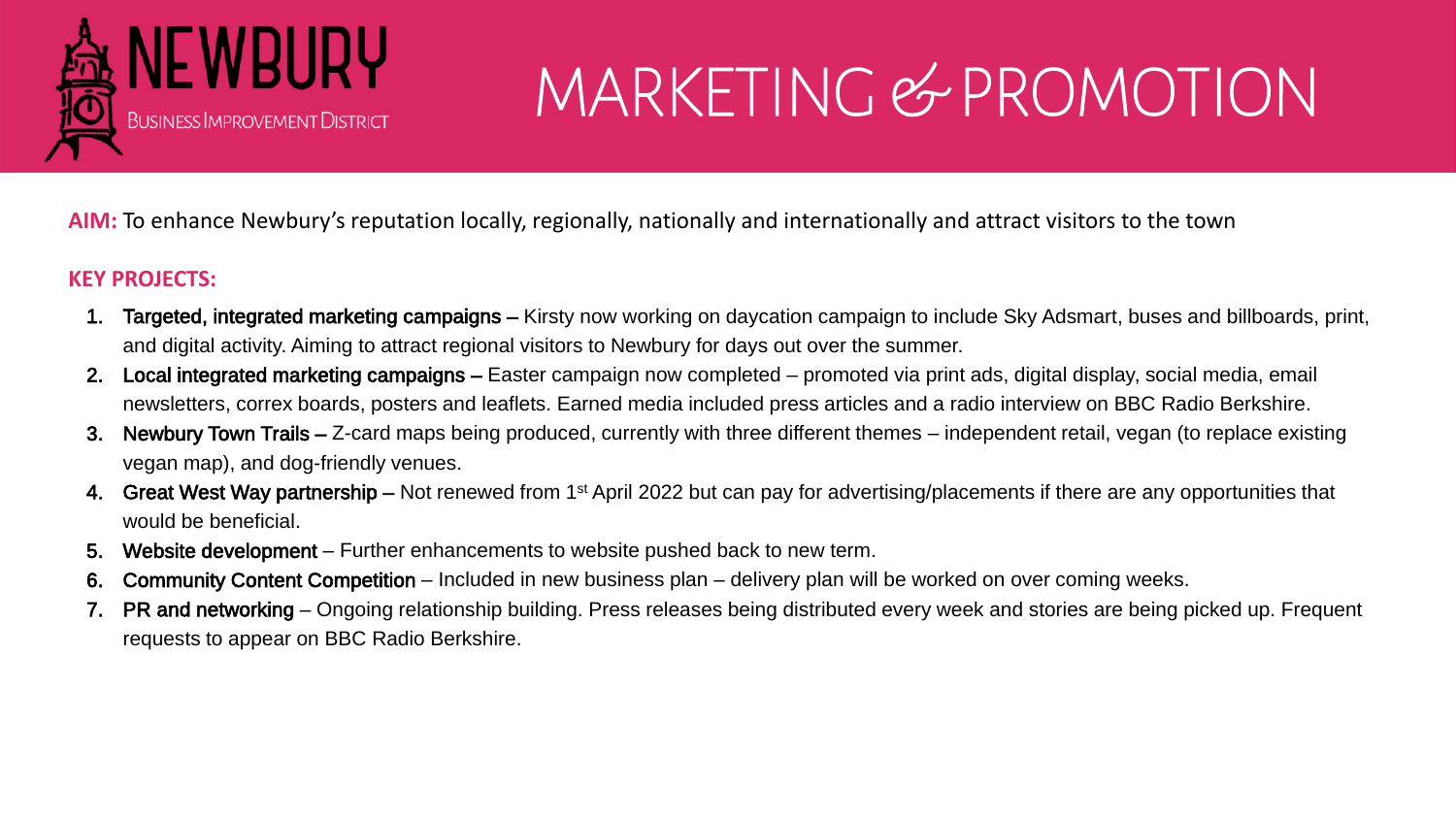NEWBURY
Business Improvement District

# MARKETING & PROMOTION

**AIM:** To enhance Newbury's reputation locally, regionally, nationally and internationally and attract visitors to the town

**KEY PROJECTS:**

1. **Targeted, integrated marketing campaigns –** Kirsty now working on daycation campaign to include Sky Adsmart, buses and billboards, print, and digital activity. Aiming to attract regional visitors to Newbury for days out over the summer.
2. **Local integrated marketing campaigns –** Easter campaign now completed – promoted via print ads, digital display, social media, email newsletters, correx boards, posters and leaflets. Earned media included press articles and a radio interview on BBC Radio Berkshire.
3. **Newbury Town Trails –** Z-card maps being produced, currently with three different themes – independent retail, vegan (to replace existing vegan map), and dog-friendly venues.
4. **Great West Way partnership –** Not renewed from 1st April 2022 but can pay for advertising/placements if there are any opportunities that would be beneficial.
5. **Website development** – Further enhancements to website pushed back to new term.
6. **Community Content Competition** – Included in new business plan – delivery plan will be worked on over coming weeks.
7. **PR and networking** – Ongoing relationship building. Press releases being distributed every week and stories are being picked up. Frequent requests to appear on BBC Radio Berkshire.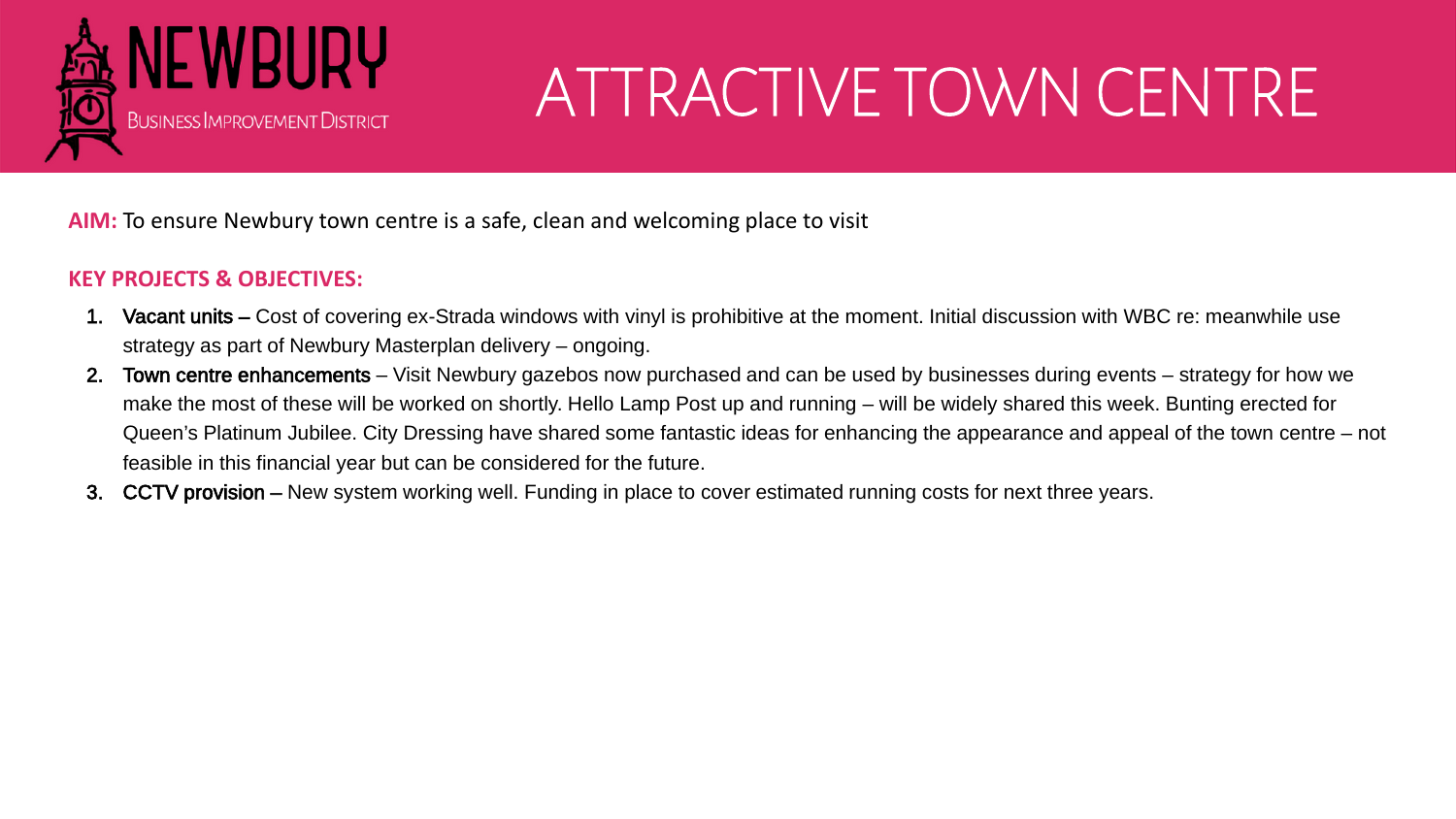# ATTRACTIVE TOWN CENTRE

**AIM:** To ensure Newbury town centre is a safe, clean and welcoming place to visit

**KEY PROJECTS & OBJECTIVES:**

1. **Vacant units –** Cost of covering ex-Strada windows with vinyl is prohibitive at the moment. Initial discussion with WBC re: meanwhile use strategy as part of Newbury Masterplan delivery – ongoing.
2. **Town centre enhancements** – Visit Newbury gazebos now purchased and can be used by businesses during events – strategy for how we make the most of these will be worked on shortly. Hello Lamp Post up and running – will be widely shared this week. Bunting erected for Queen's Platinum Jubilee. City Dressing have shared some fantastic ideas for enhancing the appearance and appeal of the town centre – not feasible in this financial year but can be considered for the future.
3. **CCTV provision –** New system working well. Funding in place to cover estimated running costs for next three years.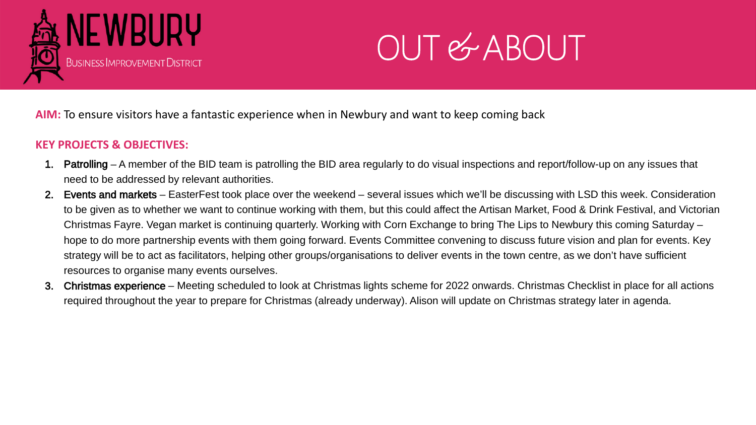# OUT & ABOUT

**AIM:** To ensure visitors have a fantastic experience when in Newbury and want to keep coming back

**KEY PROJECTS & OBJECTIVES:**

1. **Patrolling** – A member of the BID team is patrolling the BID area regularly to do visual inspections and report/follow-up on any issues that need to be addressed by relevant authorities.
2. **Events and markets** – EasterFest took place over the weekend – several issues which we'll be discussing with LSD this week. Consideration to be given as to whether we want to continue working with them, but this could affect the Artisan Market, Food & Drink Festival, and Victorian Christmas Fayre. Vegan market is continuing quarterly. Working with Corn Exchange to bring The Lips to Newbury this coming Saturday – hope to do more partnership events with them going forward. Events Committee convening to discuss future vision and plan for events. Key strategy will be to act as facilitators, helping other groups/organisations to deliver events in the town centre, as we don't have sufficient resources to organise many events ourselves.
3. **Christmas experience** – Meeting scheduled to look at Christmas lights scheme for 2022 onwards. Christmas Checklist in place for all actions required throughout the year to prepare for Christmas (already underway). Alison will update on Christmas strategy later in agenda.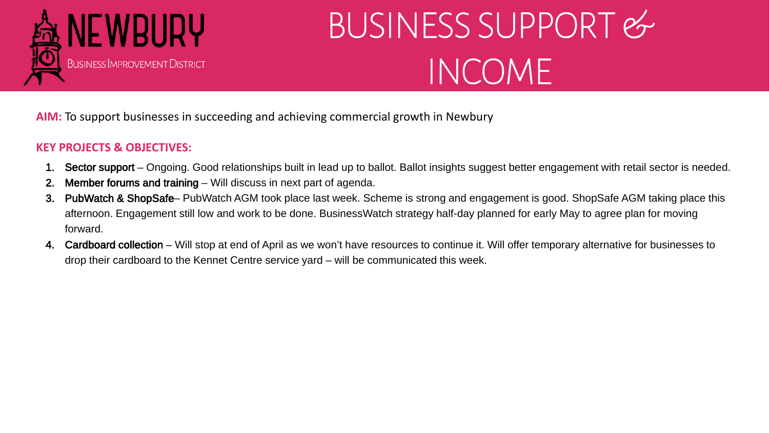# BUSINESS SUPPORT & INCOME

**AIM:** To support businesses in succeeding and achieving commercial growth in Newbury

**KEY PROJECTS & OBJECTIVES:**

1. **Sector support** – Ongoing. Good relationships built in lead up to ballot. Ballot insights suggest better engagement with retail sector is needed.
2. **Member forums and training** – Will discuss in next part of agenda.
3. **PubWatch & ShopSafe**– PubWatch AGM took place last week. Scheme is strong and engagement is good. ShopSafe AGM taking place this afternoon. Engagement still low and work to be done. BusinessWatch strategy half-day planned for early May to agree plan for moving forward.
4. **Cardboard collection** – Will stop at end of April as we won't have resources to continue it. Will offer temporary alternative for businesses to drop their cardboard to the Kennet Centre service yard – will be communicated this week.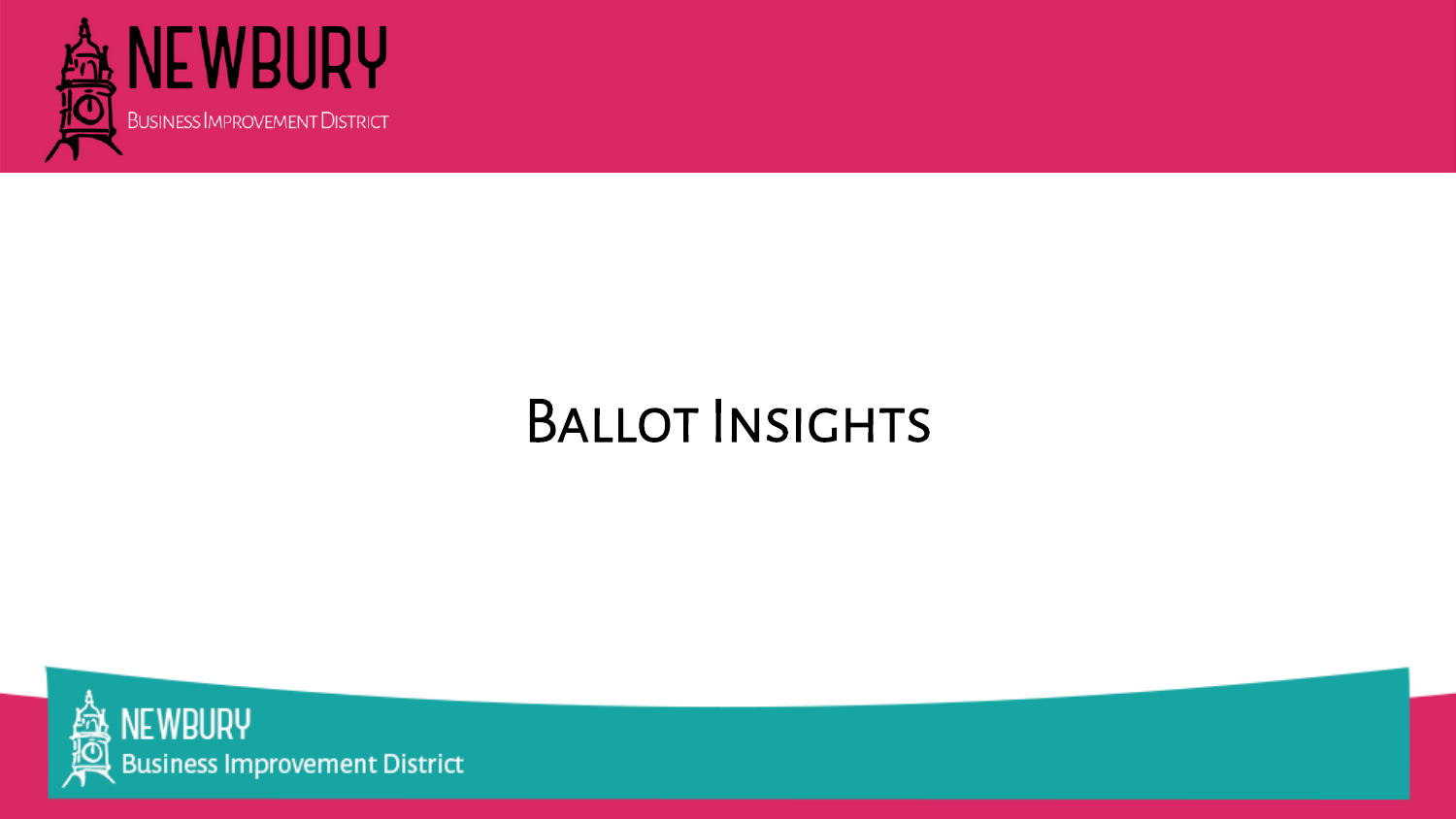# Ballot Insights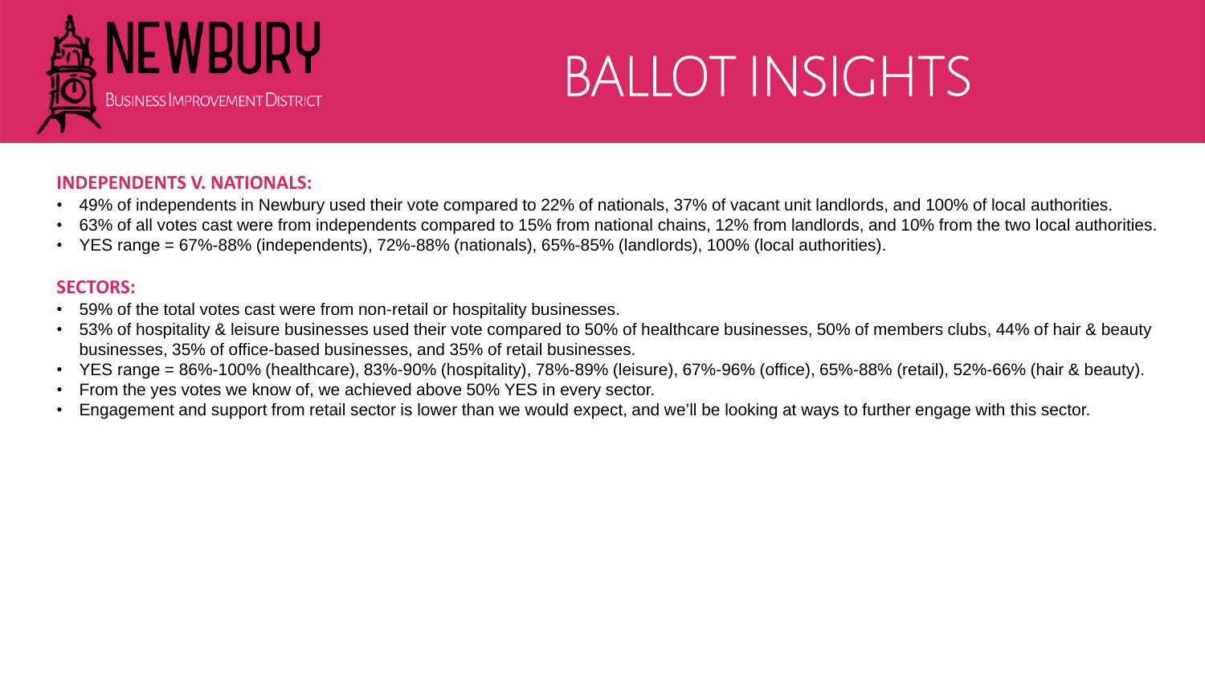# BALLOT INSIGHTS

**INDEPENDENTS V. NATIONALS:**

- 49% of independents in Newbury used their vote compared to 22% of nationals, 37% of vacant unit landlords, and 100% of local authorities.
- 63% of all votes cast were from independents compared to 15% from national chains, 12% from landlords, and 10% from the two local authorities.
- YES range = 67%-88% (independents), 72%-88% (nationals), 65%-85% (landlords), 100% (local authorities).

**SECTORS:**

- 59% of the total votes cast were from non-retail or hospitality businesses.
- 53% of hospitality & leisure businesses used their vote compared to 50% of healthcare businesses, 50% of members clubs, 44% of hair & beauty businesses, 35% of office-based businesses, and 35% of retail businesses.
- YES range = 86%-100% (healthcare), 83%-90% (hospitality), 78%-89% (leisure), 67%-96% (office), 65%-88% (retail), 52%-66% (hair & beauty).
- From the yes votes we know of, we achieved above 50% YES in every sector.
- Engagement and support from retail sector is lower than we would expect, and we'll be looking at ways to further engage with this sector.